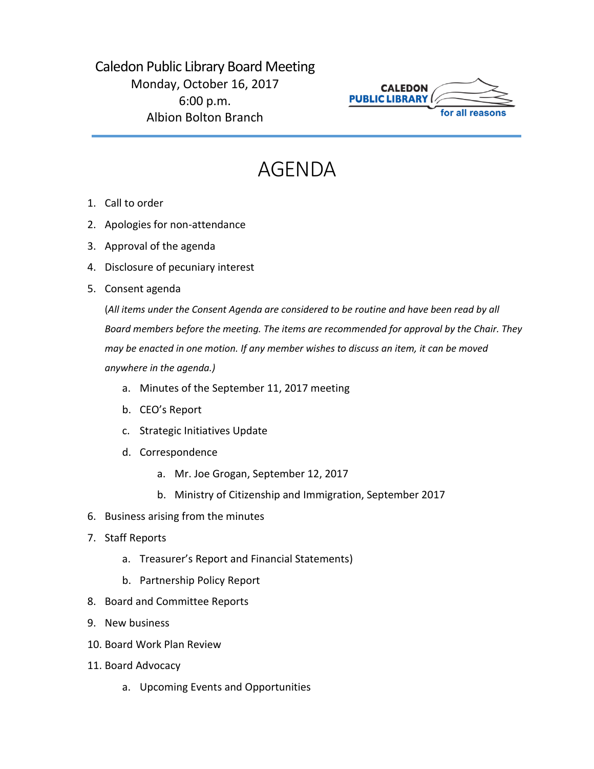Caledon Public Library Board Meeting
Monday, October 16, 2017
6:00 p.m.
Albion Bolton Branch

CALEDON PUBLIC LIBRARY for all reasons

# AGENDA

1. Call to order
2. Apologies for non-attendance
3. Approval of the agenda
4. Disclosure of pecuniary interest
5. Consent agenda

   (*All items under the Consent Agenda are considered to be routine and have been read by all Board members before the meeting. The items are recommended for approval by the Chair. They may be enacted in one motion. If any member wishes to discuss an item, it can be moved anywhere in the agenda.)*

   a. Minutes of the September 11, 2017 meeting
   b. CEO's Report
   c. Strategic Initiatives Update
   d. Correspondence
      a. Mr. Joe Grogan, September 12, 2017
      b. Ministry of Citizenship and Immigration, September 2017
6. Business arising from the minutes
7. Staff Reports
   a. Treasurer's Report and Financial Statements)
   b. Partnership Policy Report
8. Board and Committee Reports
9. New business
10. Board Work Plan Review
11. Board Advocacy
    a. Upcoming Events and Opportunities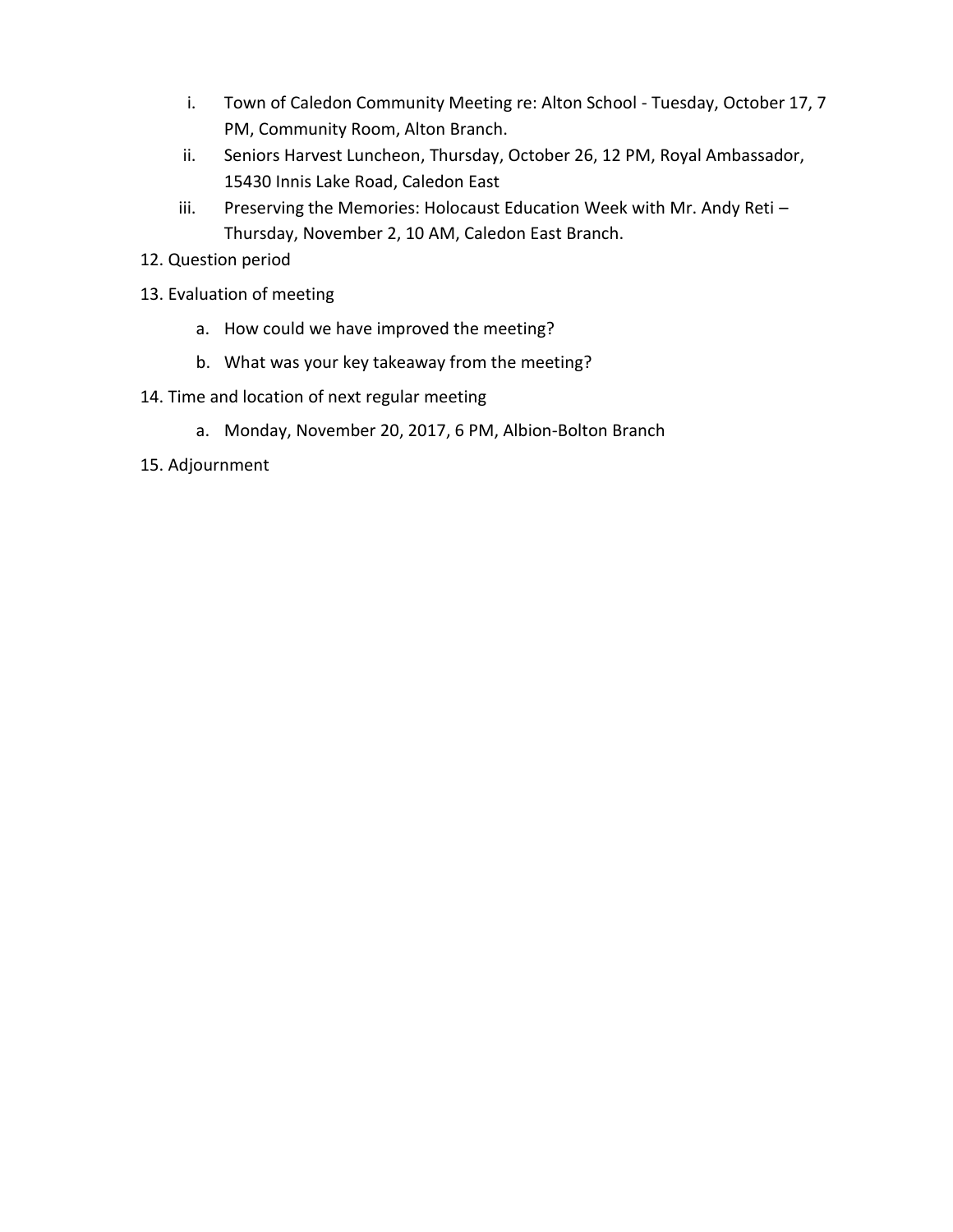i. Town of Caledon Community Meeting re: Alton School - Tuesday, October 17, 7 PM, Community Room, Alton Branch.
ii. Seniors Harvest Luncheon, Thursday, October 26, 12 PM, Royal Ambassador, 15430 Innis Lake Road, Caledon East
iii. Preserving the Memories: Holocaust Education Week with Mr. Andy Reti – Thursday, November 2, 10 AM, Caledon East Branch.

12. Question period

13. Evaluation of meeting
    a. How could we have improved the meeting?
    b. What was your key takeaway from the meeting?

14. Time and location of next regular meeting
    a. Monday, November 20, 2017, 6 PM, Albion-Bolton Branch

15. Adjournment